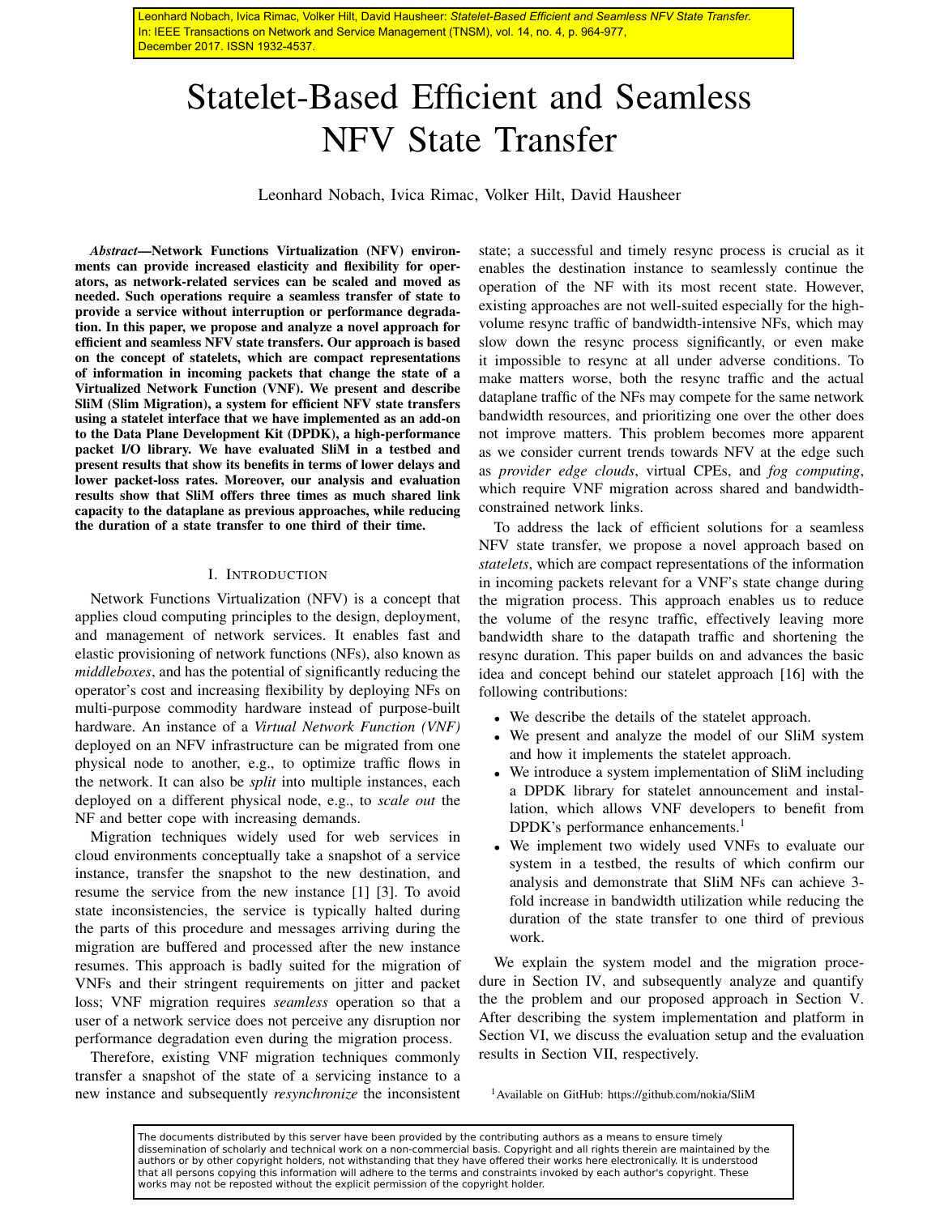Leonhard Nobach, Ivica Rimac, Volker Hilt, David Hausheer: *Statelet-Based Efficient and Seamless NFV State Transfer.* In: IEEE Transactions on Network and Service Management (TNSM), vol. 14, no. 4, p. 964-977, December 2017. ISSN 1932-4537.

# Statelet-Based Efficient and Seamless NFV State Transfer

Leonhard Nobach, Ivica Rimac, Volker Hilt, David Hausheer

***Abstract*—Network Functions Virtualization (NFV) environments can provide increased elasticity and flexibility for operators, as network-related services can be scaled and moved as needed. Such operations require a seamless transfer of state to provide a service without interruption or performance degradation. In this paper, we propose and analyze a novel approach for efficient and seamless NFV state transfers. Our approach is based on the concept of statelets, which are compact representations of information in incoming packets that change the state of a Virtualized Network Function (VNF). We present and describe SliM (Slim Migration), a system for efficient NFV state transfers using a statelet interface that we have implemented as an add-on to the Data Plane Development Kit (DPDK), a high-performance packet I/O library. We have evaluated SliM in a testbed and present results that show its benefits in terms of lower delays and lower packet-loss rates. Moreover, our analysis and evaluation results show that SliM offers three times as much shared link capacity to the dataplane as previous approaches, while reducing the duration of a state transfer to one third of their time.**

## I. Introduction

Network Functions Virtualization (NFV) is a concept that applies cloud computing principles to the design, deployment, and management of network services. It enables fast and elastic provisioning of network functions (NFs), also known as *middleboxes*, and has the potential of significantly reducing the operator's cost and increasing flexibility by deploying NFs on multi-purpose commodity hardware instead of purpose-built hardware. An instance of a *Virtual Network Function (VNF)* deployed on an NFV infrastructure can be migrated from one physical node to another, e.g., to optimize traffic flows in the network. It can also be *split* into multiple instances, each deployed on a different physical node, e.g., to *scale out* the NF and better cope with increasing demands.

Migration techniques widely used for web services in cloud environments conceptually take a snapshot of a service instance, transfer the snapshot to the new destination, and resume the service from the new instance [1] [3]. To avoid state inconsistencies, the service is typically halted during the parts of this procedure and messages arriving during the migration are buffered and processed after the new instance resumes. This approach is badly suited for the migration of VNFs and their stringent requirements on jitter and packet loss; VNF migration requires *seamless* operation so that a user of a network service does not perceive any disruption nor performance degradation even during the migration process.

Therefore, existing VNF migration techniques commonly transfer a snapshot of the state of a servicing instance to a new instance and subsequently *resynchronize* the inconsistent state; a successful and timely resync process is crucial as it enables the destination instance to seamlessly continue the operation of the NF with its most recent state. However, existing approaches are not well-suited especially for the high-volume resync traffic of bandwidth-intensive NFs, which may slow down the resync process significantly, or even make it impossible to resync at all under adverse conditions. To make matters worse, both the resync traffic and the actual dataplane traffic of the NFs may compete for the same network bandwidth resources, and prioritizing one over the other does not improve matters. This problem becomes more apparent as we consider current trends towards NFV at the edge such as *provider edge clouds*, virtual CPEs, and *fog computing*, which require VNF migration across shared and bandwidth-constrained network links.

To address the lack of efficient solutions for a seamless NFV state transfer, we propose a novel approach based on *statelets*, which are compact representations of the information in incoming packets relevant for a VNF's state change during the migration process. This approach enables us to reduce the volume of the resync traffic, effectively leaving more bandwidth share to the datapath traffic and shortening the resync duration. This paper builds on and advances the basic idea and concept behind our statelet approach [16] with the following contributions:

- We describe the details of the statelet approach.
- We present and analyze the model of our SliM system and how it implements the statelet approach.
- We introduce a system implementation of SliM including a DPDK library for statelet announcement and installation, which allows VNF developers to benefit from DPDK's performance enhancements.[1]
- We implement two widely used VNFs to evaluate our system in a testbed, the results of which confirm our analysis and demonstrate that SliM NFs can achieve 3-fold increase in bandwidth utilization while reducing the duration of the state transfer to one third of previous work.

We explain the system model and the migration procedure in Section IV, and subsequently analyze and quantify the the problem and our proposed approach in Section V. After describing the system implementation and platform in Section VI, we discuss the evaluation setup and the evaluation results in Section VII, respectively.

[1] Available on GitHub: https://github.com/nokia/SliM

The documents distributed by this server have been provided by the contributing authors as a means to ensure timely dissemination of scholarly and technical work on a non-commercial basis. Copyright and all rights therein are maintained by the authors or by other copyright holders, not withstanding that they have offered their works here electronically. It is understood that all persons copying this information will adhere to the terms and constraints invoked by each author's copyright. These works may not be reposted without the explicit permission of the copyright holder.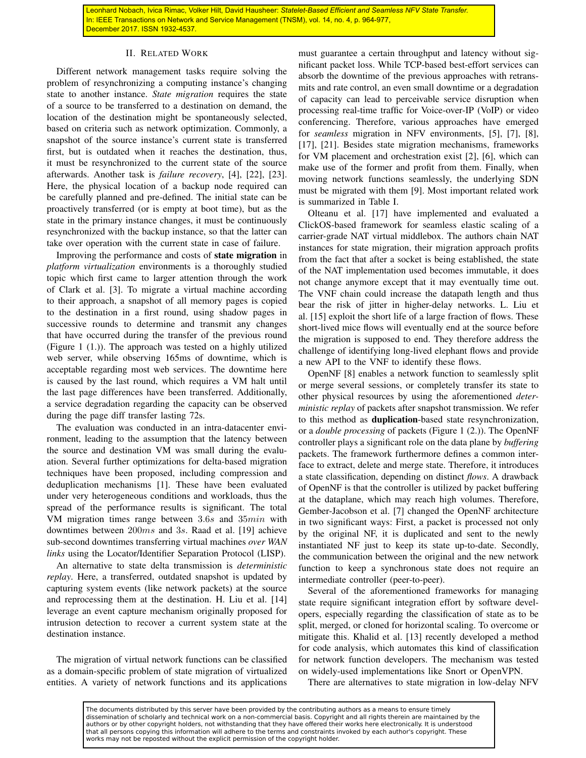## II. Related Work

Different network management tasks require solving the problem of resynchronizing a computing instance's changing state to another instance. *State migration* requires the state of a source to be transferred to a destination on demand, the location of the destination might be spontaneously selected, based on criteria such as network optimization. Commonly, a snapshot of the source instance's current state is transferred first, but is outdated when it reaches the destination, thus, it must be resynchronized to the current state of the source afterwards. Another task is *failure recovery*, [4], [22], [23]. Here, the physical location of a backup node required can be carefully planned and pre-defined. The initial state can be proactively transferred (or is empty at boot time), but as the state in the primary instance changes, it must be continuously resynchronized with the backup instance, so that the latter can take over operation with the current state in case of failure.

Improving the performance and costs of **state migration** in *platform virtualization* environments is a thoroughly studied topic which first came to larger attention through the work of Clark et al. [3]. To migrate a virtual machine according to their approach, a snapshot of all memory pages is copied to the destination in a first round, using shadow pages in successive rounds to determine and transmit any changes that have occurred during the transfer of the previous round (Figure 1 (1.)). The approach was tested on a highly utilized web server, while observing 165ms of downtime, which is acceptable regarding most web services. The downtime here is caused by the last round, which requires a VM halt until the last page differences have been transferred. Additionally, a service degradation regarding the capacity can be observed during the page diff transfer lasting 72s.

The evaluation was conducted in an intra-datacenter environment, leading to the assumption that the latency between the source and destination VM was small during the evaluation. Several further optimizations for delta-based migration techniques have been proposed, including compression and deduplication mechanisms [1]. These have been evaluated under very heterogeneous conditions and workloads, thus the spread of the performance results is significant. The total VM migration times range between $3.6s$ and $35min$ with downtimes between $200ms$ and $3s$. Raad et al. [19] achieve sub-second downtimes transferring virtual machines *over WAN links* using the Locator/Identifier Separation Protocol (LISP).

An alternative to state delta transmission is *deterministic replay*. Here, a transferred, outdated snapshot is updated by capturing system events (like network packets) at the source and reprocessing them at the destination. H. Liu et al. [14] leverage an event capture mechanism originally proposed for intrusion detection to recover a current system state at the destination instance.

The migration of virtual network functions can be classified as a domain-specific problem of state migration of virtualized entities. A variety of network functions and its applications must guarantee a certain throughput and latency without significant packet loss. While TCP-based best-effort services can absorb the downtime of the previous approaches with retransmits and rate control, an even small downtime or a degradation of capacity can lead to perceivable service disruption when processing real-time traffic for Voice-over-IP (VoIP) or video conferencing. Therefore, various approaches have emerged for *seamless* migration in NFV environments, [5], [7], [8], [17], [21]. Besides state migration mechanisms, frameworks for VM placement and orchestration exist [2], [6], which can make use of the former and profit from them. Finally, when moving network functions seamlessly, the underlying SDN must be migrated with them [9]. Most important related work is summarized in Table I.

Olteanu et al. [17] have implemented and evaluated a ClickOS-based framework for seamless elastic scaling of a carrier-grade NAT virtual middlebox. The authors chain NAT instances for state migration, their migration approach profits from the fact that after a socket is being established, the state of the NAT implementation used becomes immutable, it does not change anymore except that it may eventually time out. The VNF chain could increase the datapath length and thus bear the risk of jitter in higher-delay networks. L. Liu et al. [15] exploit the short life of a large fraction of flows. These short-lived mice flows will eventually end at the source before the migration is supposed to end. They therefore address the challenge of identifying long-lived elephant flows and provide a new API to the VNF to identify these flows.

OpenNF [8] enables a network function to seamlessly split or merge several sessions, or completely transfer its state to other physical resources by using the aforementioned *deterministic replay* of packets after snapshot transmission. We refer to this method as **duplication**-based state resynchronization, or a *double processing* of packets (Figure 1 (2.)). The OpenNF controller plays a significant role on the data plane by *buffering* packets. The framework furthermore defines a common interface to extract, delete and merge state. Therefore, it introduces a state classification, depending on distinct *flows*. A drawback of OpenNF is that the controller is utilized by packet buffering at the dataplane, which may reach high volumes. Therefore, Gember-Jacobson et al. [7] changed the OpenNF architecture in two significant ways: First, a packet is processed not only by the original NF, it is duplicated and sent to the newly instantiated NF just to keep its state up-to-date. Secondly, the communication between the original and the new network function to keep a synchronous state does not require an intermediate controller (peer-to-peer).

Several of the aforementioned frameworks for managing state require significant integration effort by software developers, especially regarding the classification of state as to be split, merged, or cloned for horizontal scaling. To overcome or mitigate this. Khalid et al. [13] recently developed a method for code analysis, which automates this kind of classification for network function developers. The mechanism was tested on widely-used implementations like Snort or OpenVPN.

There are alternatives to state migration in low-delay NFV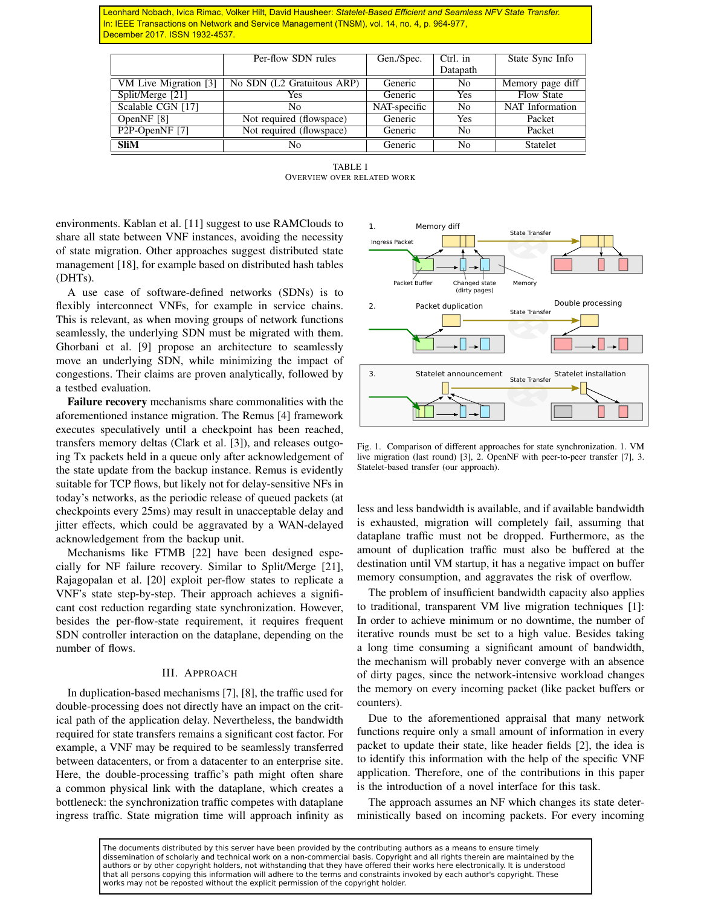Leonhard Nobach, Ivica Rimac, Volker Hilt, David Hausheer: *Statelet-Based Efficient and Seamless NFV State Transfer.* In: IEEE Transactions on Network and Service Management (TNSM), vol. 14, no. 4, p. 964-977, December 2017. ISSN 1932-4537.

| | Per-flow SDN rules | Gen./Spec. | Ctrl. in Datapath | State Sync Info |
|---|---|---|---|---|
| VM Live Migration [3] | No SDN (L2 Gratuitous ARP) | Generic | No | Memory page diff |
| Split/Merge [21] | Yes | Generic | Yes | Flow State |
| Scalable CGN [17] | No | NAT-specific | No | NAT Information |
| OpenNF [8] | Not required (flowspace) | Generic | Yes | Packet |
| P2P-OpenNF [7] | Not required (flowspace) | Generic | No | Packet |
| **SliM** | No | Generic | No | Statelet |

TABLE I
OVERVIEW OVER RELATED WORK

environments. Kablan et al. [11] suggest to use RAMClouds to share all state between VNF instances, avoiding the necessity of state migration. Other approaches suggest distributed state management [18], for example based on distributed hash tables (DHTs).

A use case of software-defined networks (SDNs) is to flexibly interconnect VNFs, for example in service chains. This is relevant, as when moving groups of network functions seamlessly, the underlying SDN must be migrated with them. Ghorbani et al. [9] propose an architecture to seamlessly move an underlying SDN, while minimizing the impact of congestions. Their claims are proven analytically, followed by a testbed evaluation.

**Failure recovery** mechanisms share commonalities with the aforementioned instance migration. The Remus [4] framework executes speculatively until a checkpoint has been reached, transfers memory deltas (Clark et al. [3]), and releases outgoing Tx packets held in a queue only after acknowledgement of the state update from the backup instance. Remus is evidently suitable for TCP flows, but likely not for delay-sensitive NFs in today's networks, as the periodic release of queued packets (at checkpoints every 25ms) may result in unacceptable delay and jitter effects, which could be aggravated by a WAN-delayed acknowledgement from the backup unit.

Mechanisms like FTMB [22] have been designed especially for NF failure recovery. Similar to Split/Merge [21], Rajagopalan et al. [20] exploit per-flow states to replicate a VNF's state step-by-step. Their approach achieves a significant cost reduction regarding state synchronization. However, besides the per-flow-state requirement, it requires frequent SDN controller interaction on the dataplane, depending on the number of flows.

## III. Approach

In duplication-based mechanisms [7], [8], the traffic used for double-processing does not directly have an impact on the critical path of the application delay. Nevertheless, the bandwidth required for state transfers remains a significant cost factor. For example, a VNF may be required to be seamlessly transferred between datacenters, or from a datacenter to an enterprise site. Here, the double-processing traffic's path might often share a common physical link with the dataplane, which creates a bottleneck: the synchronization traffic competes with dataplane ingress traffic. State migration time will approach infinity as less and less bandwidth is available, and if available bandwidth is exhausted, migration will completely fail, assuming that dataplane traffic must not be dropped. Furthermore, as the amount of duplication traffic must also be buffered at the destination until VM startup, it has a negative impact on buffer memory consumption, and aggravates the risk of overflow.

Fig. 1. Comparison of different approaches for state synchronization. 1. VM live migration (last round) [3], 2. OpenNF with peer-to-peer transfer [7], 3. Statelet-based transfer (our approach).

The problem of insufficient bandwidth capacity also applies to traditional, transparent VM live migration techniques [1]: In order to achieve minimum or no downtime, the number of iterative rounds must be set to a high value. Besides taking a long time consuming a significant amount of bandwidth, the mechanism will probably never converge with an absence of dirty pages, since the network-intensive workload changes the memory on every incoming packet (like packet buffers or counters).

Due to the aforementioned appraisal that many network functions require only a small amount of information in every packet to update their state, like header fields [2], the idea is to identify this information with the help of the specific VNF application. Therefore, one of the contributions in this paper is the introduction of a novel interface for this task.

The approach assumes an NF which changes its state deterministically based on incoming packets. For every incoming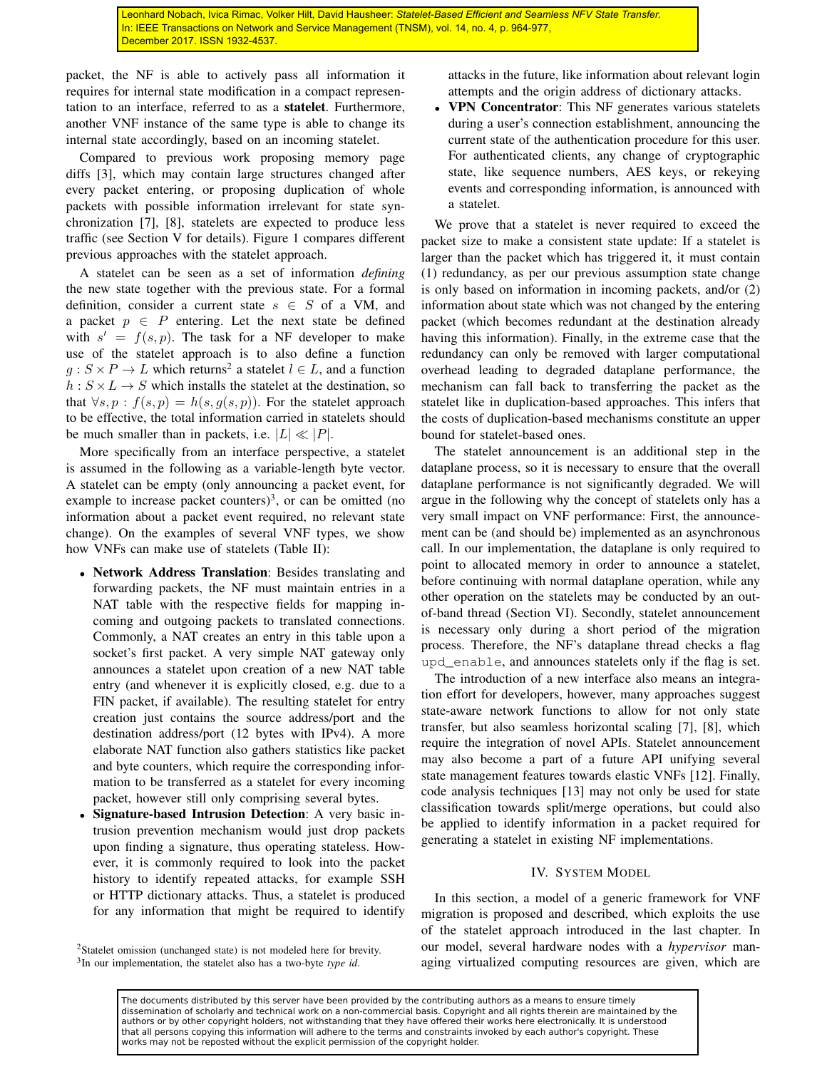packet, the NF is able to actively pass all information it requires for internal state modification in a compact representation to an interface, referred to as a **statelet**. Furthermore, another VNF instance of the same type is able to change its internal state accordingly, based on an incoming statelet.

Compared to previous work proposing memory page diffs [3], which may contain large structures changed after every packet entering, or proposing duplication of whole packets with possible information irrelevant for state synchronization [7], [8], statelets are expected to produce less traffic (see Section V for details). Figure 1 compares different previous approaches with the statelet approach.

A statelet can be seen as a set of information *defining* the new state together with the previous state. For a formal definition, consider a current state $s \in S$ of a VM, and a packet $p \in P$ entering. Let the next state be defined with $s' = f(s, p)$. The task for a NF developer to make use of the statelet approach is to also define a function $g : S \times P \rightarrow L$ which returns[2] a statelet $l \in L$, and a function $h : S \times L \rightarrow S$ which installs the statelet at the destination, so that $\forall s, p : f(s, p) = h(s, g(s, p))$. For the statelet approach to be effective, the total information carried in statelets should be much smaller than in packets, i.e. $|L| \ll |P|$.

More specifically from an interface perspective, a statelet is assumed in the following as a variable-length byte vector. A statelet can be empty (only announcing a packet event, for example to increase packet counters)[3], or can be omitted (no information about a packet event required, no relevant state change). On the examples of several VNF types, we show how VNFs can make use of statelets (Table II):

- **Network Address Translation**: Besides translating and forwarding packets, the NF must maintain entries in a NAT table with the respective fields for mapping incoming and outgoing packets to translated connections. Commonly, a NAT creates an entry in this table upon a socket's first packet. A very simple NAT gateway only announces a statelet upon creation of a new NAT table entry (and whenever it is explicitly closed, e.g. due to a FIN packet, if available). The resulting statelet for entry creation just contains the source address/port and the destination address/port (12 bytes with IPv4). A more elaborate NAT function also gathers statistics like packet and byte counters, which require the corresponding information to be transferred as a statelet for every incoming packet, however still only comprising several bytes.
- **Signature-based Intrusion Detection**: A very basic intrusion prevention mechanism would just drop packets upon finding a signature, thus operating stateless. However, it is commonly required to look into the packet history to identify repeated attacks, for example SSH or HTTP dictionary attacks. Thus, a statelet is produced for any information that might be required to identify attacks in the future, like information about relevant login attempts and the origin address of dictionary attacks.
- **VPN Concentrator**: This NF generates various statelets during a user's connection establishment, announcing the current state of the authentication procedure for this user. For authenticated clients, any change of cryptographic state, like sequence numbers, AES keys, or rekeying events and corresponding information, is announced with a statelet.

We prove that a statelet is never required to exceed the packet size to make a consistent state update: If a statelet is larger than the packet which has triggered it, it must contain (1) redundancy, as per our previous assumption state change is only based on information in incoming packets, and/or (2) information about state which was not changed by the entering packet (which becomes redundant at the destination already having this information). Finally, in the extreme case that the redundancy can only be removed with larger computational overhead leading to degraded dataplane performance, the mechanism can fall back to transferring the packet as the statelet like in duplication-based approaches. This infers that the costs of duplication-based mechanisms constitute an upper bound for statelet-based ones.

The statelet announcement is an additional step in the dataplane process, so it is necessary to ensure that the overall dataplane performance is not significantly degraded. We will argue in the following why the concept of statelets only has a very small impact on VNF performance: First, the announcement can be (and should be) implemented as an asynchronous call. In our implementation, the dataplane is only required to point to allocated memory in order to announce a statelet, before continuing with normal dataplane operation, while any other operation on the statelets may be conducted by an out-of-band thread (Section VI). Secondly, statelet announcement is necessary only during a short period of the migration process. Therefore, the NF's dataplane thread checks a flag `upd_enable`, and announces statelets only if the flag is set.

The introduction of a new interface also means an integration effort for developers, however, many approaches suggest state-aware network functions to allow for not only state transfer, but also seamless horizontal scaling [7], [8], which require the integration of novel APIs. Statelet announcement may also become a part of a future API unifying several state management features towards elastic VNFs [12]. Finally, code analysis techniques [13] may not only be used for state classification towards split/merge operations, but could also be applied to identify information in a packet required for generating a statelet in existing NF implementations.

## IV. System Model

In this section, a model of a generic framework for VNF migration is proposed and described, which exploits the use of the statelet approach introduced in the last chapter. In our model, several hardware nodes with a *hypervisor* managing virtualized computing resources are given, which are

[2] Statelet omission (unchanged state) is not modeled here for brevity.

[3] In our implementation, the statelet also has a two-byte *type id*.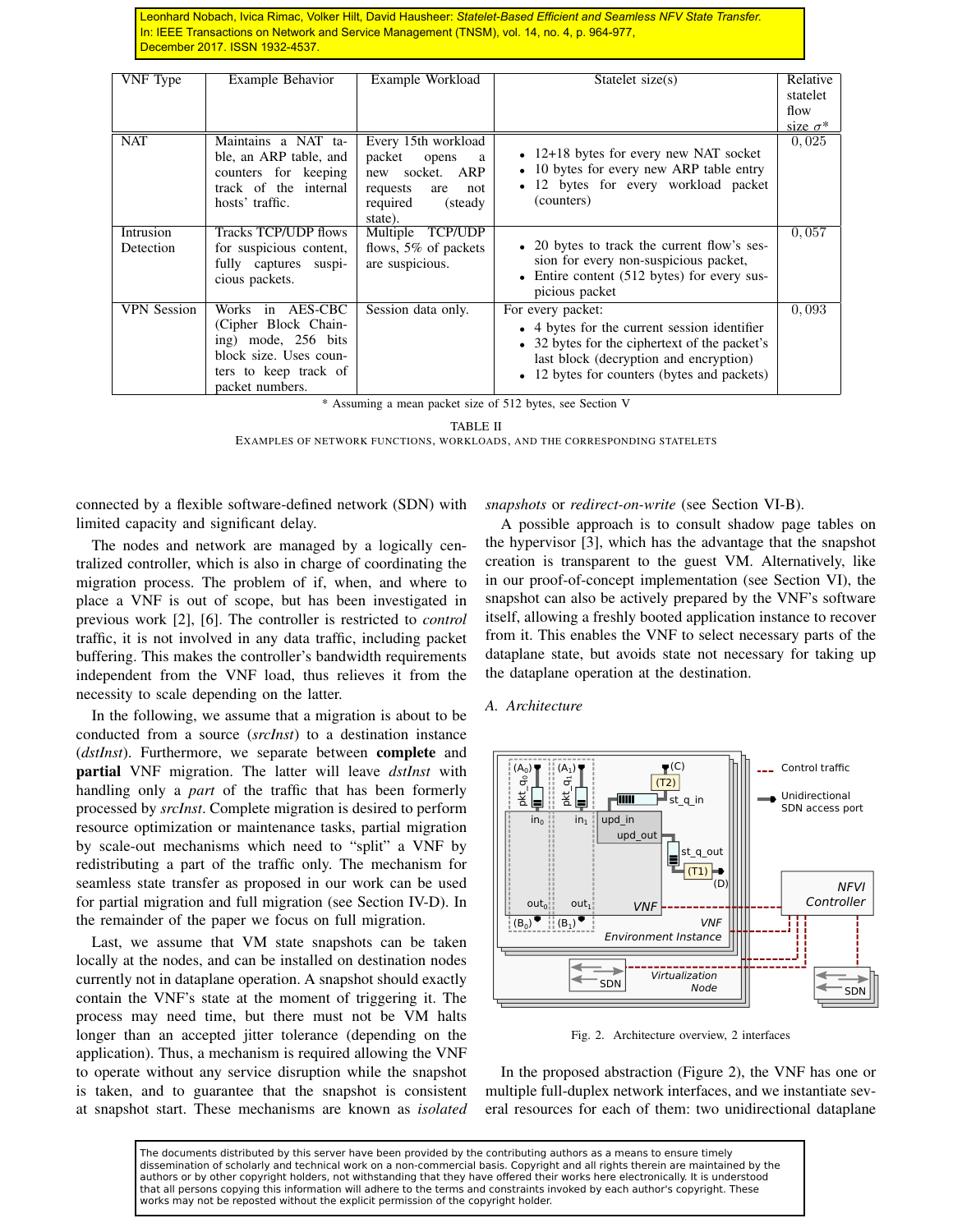| VNF Type | Example Behavior | Example Workload | Statelet size(s) | Relative statelet flow size $\sigma$* |
|---|---|---|---|---|
| NAT | Maintains a NAT table, an ARP table, and counters for keeping track of the internal hosts' traffic. | Every 15th workload packet opens a new socket. ARP requests are not required (steady state). | • 12+18 bytes for every new NAT socket<br>• 10 bytes for every new ARP table entry<br>• 12 bytes for every workload packet (counters) | 0,025 |
| Intrusion Detection | Tracks TCP/UDP flows for suspicious content, fully captures suspicious packets. | Multiple TCP/UDP flows, 5% of packets are suspicious. | • 20 bytes to track the current flow's session for every non-suspicious packet,<br>• Entire content (512 bytes) for every suspicious packet | 0,057 |
| VPN Session | Works in AES-CBC (Cipher Block Chaining) mode, 256 bits block size. Uses counters to keep track of packet numbers. | Session data only. | For every packet:<br>• 4 bytes for the current session identifier<br>• 32 bytes for the ciphertext of the packet's last block (decryption and encryption)<br>• 12 bytes for counters (bytes and packets) | 0,093 |

\* Assuming a mean packet size of 512 bytes, see Section V

TABLE II
EXAMPLES OF NETWORK FUNCTIONS, WORKLOADS, AND THE CORRESPONDING STATELETS

connected by a flexible software-defined network (SDN) with limited capacity and significant delay.

The nodes and network are managed by a logically centralized controller, which is also in charge of coordinating the migration process. The problem of if, when, and where to place a VNF is out of scope, but has been investigated in previous work [2], [6]. The controller is restricted to *control* traffic, it is not involved in any data traffic, including packet buffering. This makes the controller's bandwidth requirements independent from the VNF load, thus relieves it from the necessity to scale depending on the latter.

In the following, we assume that a migration is about to be conducted from a source (*srcInst*) to a destination instance (*dstInst*). Furthermore, we separate between **complete** and **partial** VNF migration. The latter will leave *dstInst* with handling only a *part* of the traffic that has been formerly processed by *srcInst*. Complete migration is desired to perform resource optimization or maintenance tasks, partial migration by scale-out mechanisms which need to "split" a VNF by redistributing a part of the traffic only. The mechanism for seamless state transfer as proposed in our work can be used for partial migration and full migration (see Section IV-D). In the remainder of the paper we focus on full migration.

Last, we assume that VM state snapshots can be taken locally at the nodes, and can be installed on destination nodes currently not in dataplane operation. A snapshot should exactly contain the VNF's state at the moment of triggering it. The process may need time, but there must not be VM halts longer than an accepted jitter tolerance (depending on the application). Thus, a mechanism is required allowing the VNF to operate without any service disruption while the snapshot is taken, and to guarantee that the snapshot is consistent at snapshot start. These mechanisms are known as *isolated snapshots* or *redirect-on-write* (see Section VI-B).

A possible approach is to consult shadow page tables on the hypervisor [3], which has the advantage that the snapshot creation is transparent to the guest VM. Alternatively, like in our proof-of-concept implementation (see Section VI), the snapshot can also be actively prepared by the VNF's software itself, allowing a freshly booted application instance to recover from it. This enables the VNF to select necessary parts of the dataplane state, but avoids state not necessary for taking up the dataplane operation at the destination.

## A. Architecture

(A$_0$) (A$_1$) (C) (T2) pkt_q$_0$ pkt_q$_1$ st_q_in in$_0$ in$_1$ upd_in upd_out st_q_out (T1) (D) out$_0$ out$_1$ VNF (B$_0$) (B$_1$) VNF Environment Instance SDN Virtualization Node NFVI Controller SDN Control traffic Unidirectional SDN access port

Fig. 2. Architecture overview, 2 interfaces

In the proposed abstraction (Figure 2), the VNF has one or multiple full-duplex network interfaces, and we instantiate several resources for each of them: two unidirectional dataplane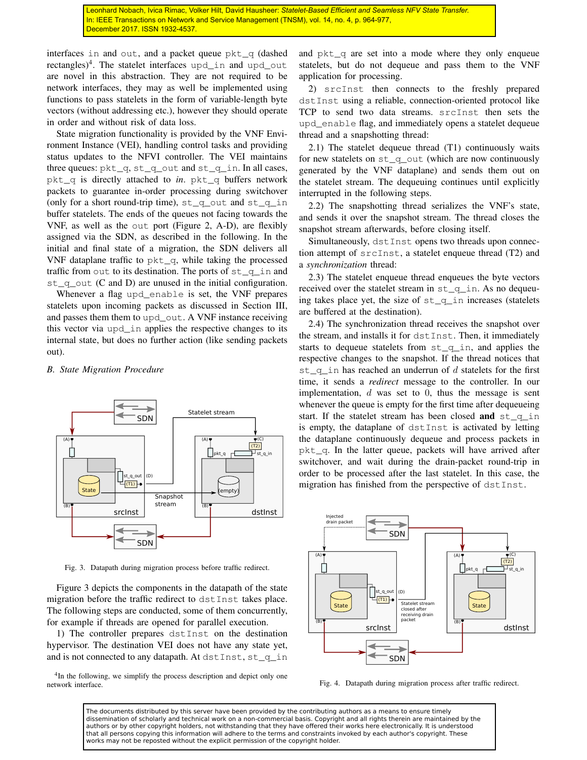interfaces in and out, and a packet queue pkt_q (dashed rectangles)[4]. The statelet interfaces upd_in and upd_out are novel in this abstraction. They are not required to be network interfaces, they may as well be internal using functions to pass statelets in the form of variable-length byte vectors (without addressing etc.), however they should operate in order and without risk of data loss.

State migration functionality is provided by the VNF Environment Instance (VEI), handling control tasks and providing status updates to the NFVI controller. The VEI maintains three queues: pkt_q, st_q_out and st_q_in. In all cases, pkt_q is directly attached to *in*. pkt_q buffers network packets to guarantee in-order processing during switchover (only for a short round-trip time), st_q_out and st_q_in buffer statelets. The ends of the queues not facing towards the VNF, as well as the out port (Figure 2, A-D), are flexibly assigned via the SDN, as described in the following. In the initial and final state of a migration, the SDN delivers all VNF dataplane traffic to pkt_q, while taking the processed traffic from out to its destination. The ports of st_q_in and st_q_out (C and D) are unused in the initial configuration.

Whenever a flag upd_enable is set, the VNF prepares statelets upon incoming packets as discussed in Section III, and passes them them to upd_out. A VNF instance receiving this vector via upd_in applies the respective changes to its internal state, but does no further action (like sending packets out).

### B. State Migration Procedure

Fig. 3. Datapath during migration process before traffic redirect.

Figure 3 depicts the components in the datapath of the state migration before the traffic redirect to dstInst takes place. The following steps are conducted, some of them concurrently, for example if threads are opened for parallel execution.

1) The controller prepares dstInst on the destination hypervisor. The destination VEI does not have any state yet, and is not connected to any datapath. At dstInst, st_q_in and pkt_q are set into a mode where they only enqueue statelets, but do not dequeue and pass them to the VNF application for processing.

2) srcInst then connects to the freshly prepared dstInst using a reliable, connection-oriented protocol like TCP to send two data streams. srcInst then sets the upd_enable flag, and immediately opens a statelet dequeue thread and a snapshotting thread:

2.1) The statelet dequeue thread (T1) continuously waits for new statelets on st_q_out (which are now continuously generated by the VNF dataplane) and sends them out on the statelet stream. The dequeuing continues until explicitly interrupted in the following steps.

2.2) The snapshotting thread serializes the VNF's state, and sends it over the snapshot stream. The thread closes the snapshot stream afterwards, before closing itself.

Simultaneously, dstInst opens two threads upon connection attempt of srcInst, a statelet enqueue thread (T2) and a *synchronization* thread:

2.3) The statelet enqueue thread enqueues the byte vectors received over the statelet stream in st_q_in. As no dequeuing takes place yet, the size of st_q_in increases (statelets are buffered at the destination).

2.4) The synchronization thread receives the snapshot over the stream, and installs it for dstInst. Then, it immediately starts to dequeue statelets from st_q_in, and applies the respective changes to the snapshot. If the thread notices that st_q_in has reached an underrun of $d$ statelets for the first time, it sends a *redirect* message to the controller. In our implementation, $d$ was set to 0, thus the message is sent whenever the queue is empty for the first time after dequeueing start. If the statelet stream has been closed **and** st_q_in is empty, the dataplane of dstInst is activated by letting the dataplane continuously dequeue and process packets in pkt_q. In the latter queue, packets will have arrived after switchover, and wait during the drain-packet round-trip in order to be processed after the last statelet. In this case, the migration has finished from the perspective of dstInst.

Fig. 4. Datapath during migration process after traffic redirect.

[4]In the following, we simplify the process description and depict only one network interface.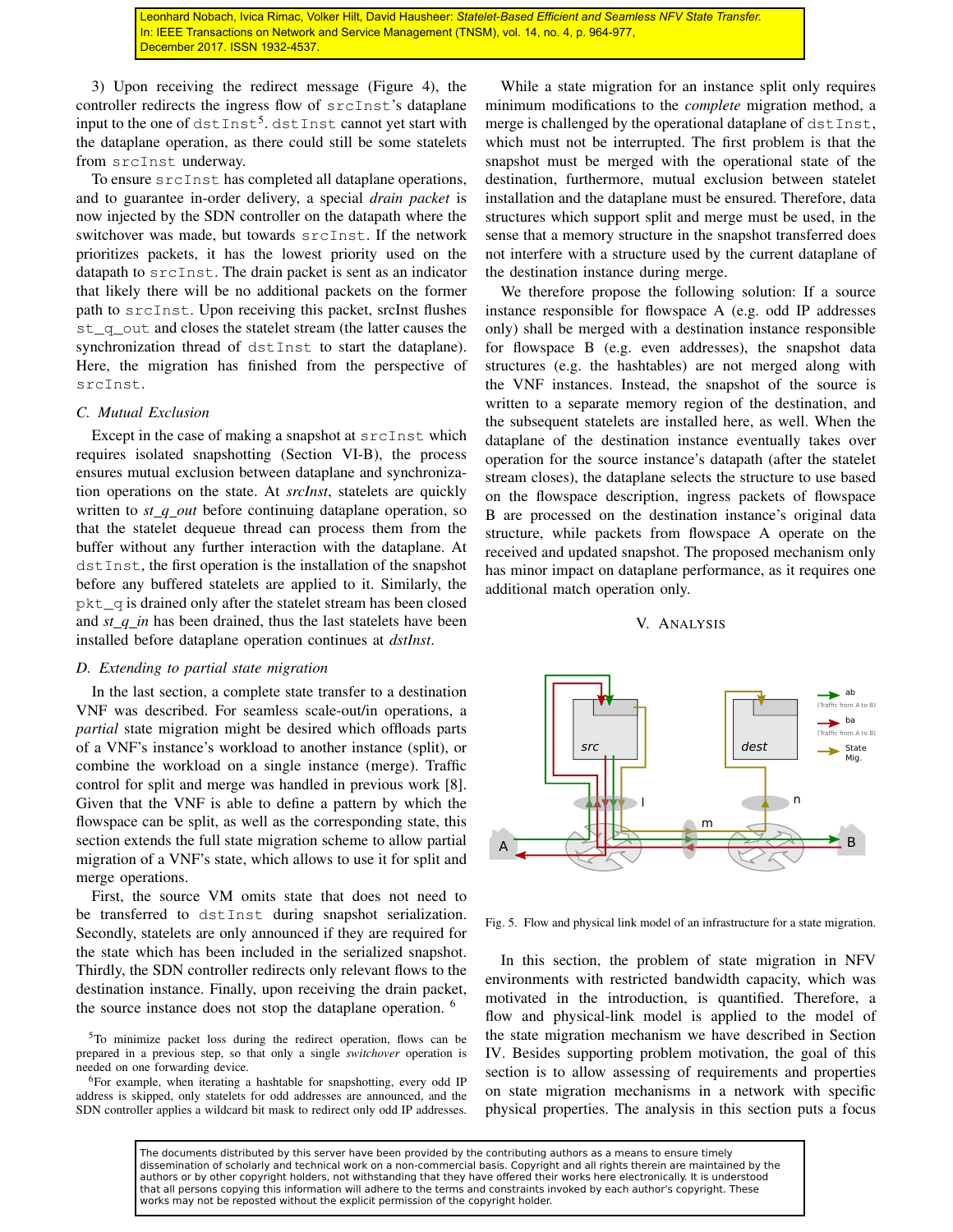3) Upon receiving the redirect message (Figure 4), the controller redirects the ingress flow of srcInst's dataplane input to the one of dstInst[5]. dstInst cannot yet start with the dataplane operation, as there could still be some statelets from srcInst underway.

To ensure srcInst has completed all dataplane operations, and to guarantee in-order delivery, a special *drain packet* is now injected by the SDN controller on the datapath where the switchover was made, but towards srcInst. If the network prioritizes packets, it has the lowest priority used on the datapath to srcInst. The drain packet is sent as an indicator that likely there will be no additional packets on the former path to srcInst. Upon receiving this packet, srcInst flushes st_q_out and closes the statelet stream (the latter causes the synchronization thread of dstInst to start the dataplane). Here, the migration has finished from the perspective of srcInst.

### C. Mutual Exclusion

Except in the case of making a snapshot at srcInst which requires isolated snapshotting (Section VI-B), the process ensures mutual exclusion between dataplane and synchronization operations on the state. At *srcInst*, statelets are quickly written to *st_q_out* before continuing dataplane operation, so that the statelet dequeue thread can process them from the buffer without any further interaction with the dataplane. At dstInst, the first operation is the installation of the snapshot before any buffered statelets are applied to it. Similarly, the pkt_q is drained only after the statelet stream has been closed and *st_q_in* has been drained, thus the last statelets have been installed before dataplane operation continues at *dstInst*.

### D. Extending to partial state migration

In the last section, a complete state transfer to a destination VNF was described. For seamless scale-out/in operations, a *partial* state migration might be desired which offloads parts of a VNF's instance's workload to another instance (split), or combine the workload on a single instance (merge). Traffic control for split and merge was handled in previous work [8]. Given that the VNF is able to define a pattern by which the flowspace can be split, as well as the corresponding state, this section extends the full state migration scheme to allow partial migration of a VNF's state, which allows to use it for split and merge operations.

First, the source VM omits state that does not need to be transferred to dstInst during snapshot serialization. Secondly, statelets are only announced if they are required for the state which has been included in the serialized snapshot. Thirdly, the SDN controller redirects only relevant flows to the destination instance. Finally, upon receiving the drain packet, the source instance does not stop the dataplane operation. [6]

[5]To minimize packet loss during the redirect operation, flows can be prepared in a previous step, so that only a single *switchover* operation is needed on one forwarding device.

[6]For example, when iterating a hashtable for snapshotting, every odd IP address is skipped, only statelets for odd addresses are announced, and the SDN controller applies a wildcard bit mask to redirect only odd IP addresses.

While a state migration for an instance split only requires minimum modifications to the *complete* migration method, a merge is challenged by the operational dataplane of dstInst, which must not be interrupted. The first problem is that the snapshot must be merged with the operational state of the destination, furthermore, mutual exclusion between statelet installation and the dataplane must be ensured. Therefore, data structures which support split and merge must be used, in the sense that a memory structure in the snapshot transferred does not interfere with a structure used by the current dataplane of the destination instance during merge.

We therefore propose the following solution: If a source instance responsible for flowspace A (e.g. odd IP addresses only) shall be merged with a destination instance responsible for flowspace B (e.g. even addresses), the snapshot data structures (e.g. the hashtables) are not merged along with the VNF instances. Instead, the snapshot of the source is written to a separate memory region of the destination, and the subsequent statelets are installed here, as well. When the dataplane of the destination instance eventually takes over operation for the source instance's datapath (after the statelet stream closes), the dataplane selects the structure to use based on the flowspace description, ingress packets of flowspace B are processed on the destination instance's original data structure, while packets from flowspace A operate on the received and updated snapshot. The proposed mechanism only has minor impact on dataplane performance, as it requires one additional match operation only.

## V. Analysis

src
dest
l
m
n
A
B
ab
(Traffic from A to B)
ba
(Traffic from A to B)
State Mig.

Fig. 5. Flow and physical link model of an infrastructure for a state migration.

In this section, the problem of state migration in NFV environments with restricted bandwidth capacity, which was motivated in the introduction, is quantified. Therefore, a flow and physical-link model is applied to the model of the state migration mechanism we have described in Section IV. Besides supporting problem motivation, the goal of this section is to allow assessing of requirements and properties on state migration mechanisms in a network with specific physical properties. The analysis in this section puts a focus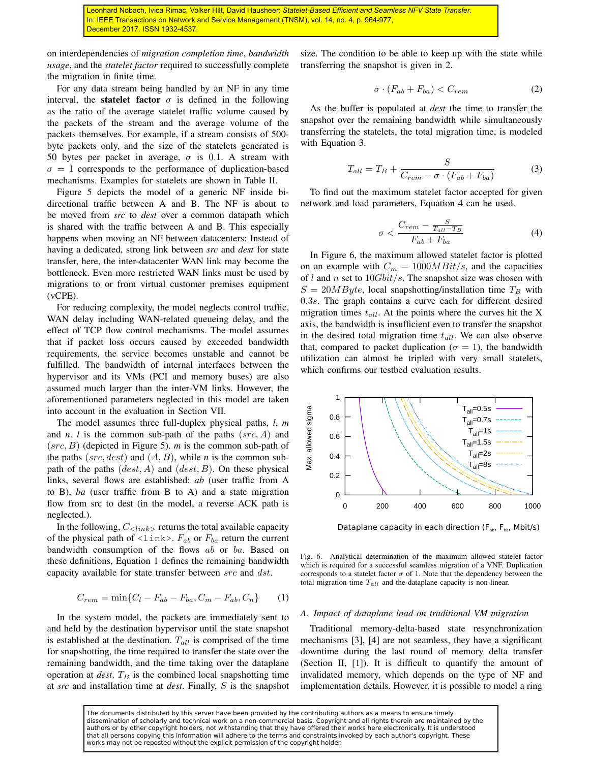on interdependencies of *migration completion time*, *bandwidth usage*, and the *statelet factor* required to successfully complete the migration in finite time.

For any data stream being handled by an NF in any time interval, the **statelet factor** $\sigma$ is defined in the following as the ratio of the average statelet traffic volume caused by the packets of the stream and the average volume of the packets themselves. For example, if a stream consists of 500-byte packets only, and the size of the statelets generated is 50 bytes per packet in average, $\sigma$ is 0.1. A stream with $\sigma = 1$ corresponds to the performance of duplication-based mechanisms. Examples for statelets are shown in Table II.

Figure 5 depicts the model of a generic NF inside bi-directional traffic between A and B. The NF is about to be moved from *src* to *dest* over a common datapath which is shared with the traffic between A and B. This especially happens when moving an NF between datacenters: Instead of having a dedicated, strong link between *src* and *dest* for state transfer, here, the inter-datacenter WAN link may become the bottleneck. Even more restricted WAN links must be used by migrations to or from virtual customer premises equipment (vCPE).

For reducing complexity, the model neglects control traffic, WAN delay including WAN-related queueing delay, and the effect of TCP flow control mechanisms. The model assumes that if packet loss occurs caused by exceeded bandwidth requirements, the service becomes unstable and cannot be fulfilled. The bandwidth of internal interfaces between the hypervisor and its VMs (PCI and memory buses) are also assumed much larger than the inter-VM links. However, the aforementioned parameters neglected in this model are taken into account in the evaluation in Section VII.

The model assumes three full-duplex physical paths, *l*, *m* and *n*. *l* is the common sub-path of the paths $(src, A)$ and $(src, B)$ (depicted in Figure 5). *m* is the common sub-path of the paths $(src, dest)$ and $(A, B)$, while *n* is the common sub-path of the paths $(dest, A)$ and $(dest, B)$. On these physical links, several flows are established: *ab* (user traffic from A to B), *ba* (user traffic from B to A) and a state migration flow from src to dest (in the model, a reverse ACK path is neglected.).

In the following, $C_{<link>}$ returns the total available capacity of the physical path of `<link>`. $F_{ab}$ or $F_{ba}$ return the current bandwidth consumption of the flows *ab* or *ba*. Based on these definitions, Equation 1 defines the remaining bandwidth capacity available for state transfer between $src$ and $dst$.

$$C_{rem} = \min\{C_l - F_{ab} - F_{ba}, C_m - F_{ab}, C_n\} \quad (1)$$

In the system model, the packets are immediately sent to and held by the destination hypervisor until the state snapshot is established at the destination. $T_{all}$ is comprised of the time for snapshotting, the time required to transfer the state over the remaining bandwidth, and the time taking over the dataplane operation at *dest*. $T_B$ is the combined local snapshotting time at *src* and installation time at *dest*. Finally, $S$ is the snapshot size. The condition to be able to keep up with the state while transferring the snapshot is given in 2.

$$\sigma \cdot (F_{ab} + F_{ba}) < C_{rem} \quad (2)$$

As the buffer is populated at *dest* the time to transfer the snapshot over the remaining bandwidth while simultaneously transferring the statelets, the total migration time, is modeled with Equation 3.

$$T_{all} = T_B + \frac{S}{C_{rem} - \sigma \cdot (F_{ab} + F_{ba})} \quad (3)$$

To find out the maximum statelet factor accepted for given network and load parameters, Equation 4 can be used.

$$\sigma < \frac{C_{rem} - \frac{S}{T_{all} - T_B}}{F_{ab} + F_{ba}} \quad (4)$$

In Figure 6, the maximum allowed statelet factor is plotted on an example with $C_m = 1000 MBit/s$, and the capacities of $l$ and $n$ set to $10 Gbit/s$. The snapshot size was chosen with $S = 20 MByte$, local snapshotting/installation time $T_B$ with $0.3s$. The graph contains a curve each for different desired migration times $t_{all}$. At the points where the curves hit the X axis, the bandwidth is insufficient even to transfer the snapshot in the desired total migration time $t_{all}$. We can also observe that, compared to packet duplication ($\sigma = 1$), the bandwidth utilization can almost be tripled with very small statelets, which confirms our testbed evaluation results.

Fig. 6. Analytical determination of the maximum allowed statelet factor which is required for a successful seamless migration of a VNF. Duplication corresponds to a statelet factor $\sigma$ of 1. Note that the dependency between the total migration time $T_{all}$ and the dataplane capacity is non-linear.

### A. Impact of dataplane load on traditional VM migration

Traditional memory-delta-based state resynchronization mechanisms [3], [4] are not seamless, they have a significant downtime during the last round of memory delta transfer (Section II, [1]). It is difficult to quantify the amount of invalidated memory, which depends on the type of NF and implementation details. However, it is possible to model a ring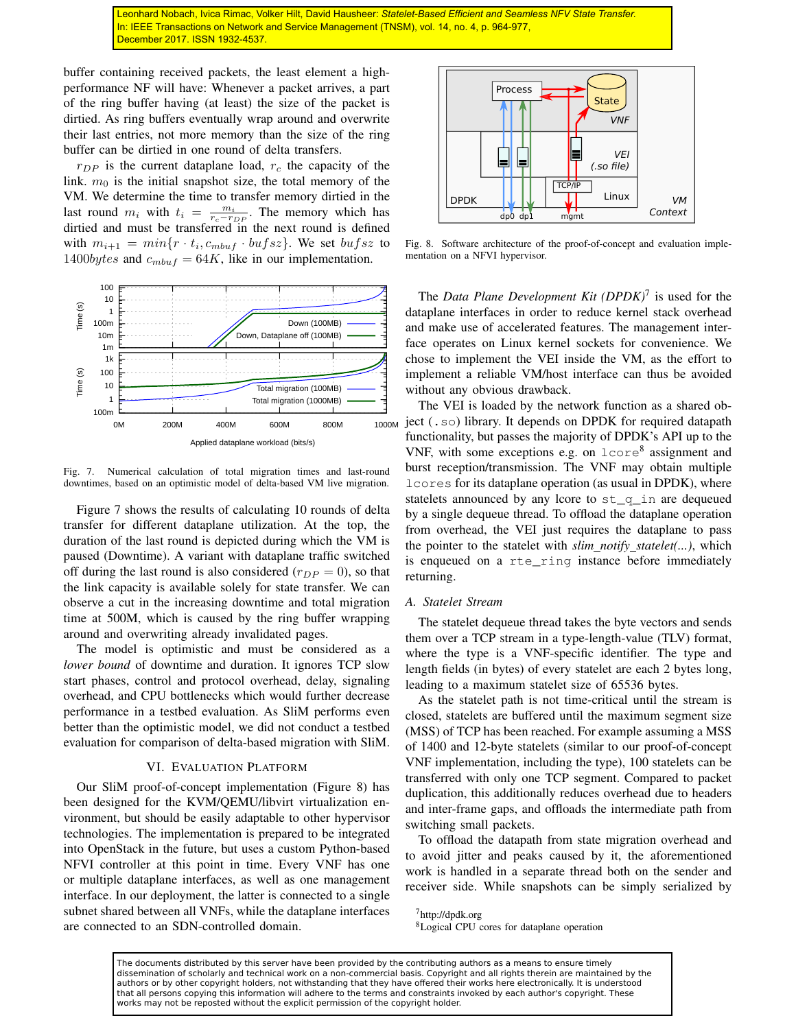buffer containing received packets, the least element a high-performance NF will have: Whenever a packet arrives, a part of the ring buffer having (at least) the size of the packet is dirtied. As ring buffers eventually wrap around and overwrite their last entries, not more memory than the size of the ring buffer can be dirtied in one round of delta transfers.

$r_{DP}$ is the current dataplane load, $r_c$ the capacity of the link. $m_0$ is the initial snapshot size, the total memory of the VM. We determine the time to transfer memory dirtied in the last round $m_i$ with $t_i = \frac{m_i}{r_c - r_{DP}}$. The memory which has dirtied and must be transferred in the next round is defined with $m_{i+1} = min\{r \cdot t_i, c_{mbuf} \cdot bufsz\}$. We set $bufsz$ to $1400 bytes$ and $c_{mbuf} = 64K$, like in our implementation.

Fig. 7. Numerical calculation of total migration times and last-round downtimes, based on an optimistic model of delta-based VM live migration.

Figure 7 shows the results of calculating 10 rounds of delta transfer for different dataplane utilization. At the top, the duration of the last round is depicted during which the VM is paused (Downtime). A variant with dataplane traffic switched off during the last round is also considered ($r_{DP} = 0$), so that the link capacity is available solely for state transfer. We can observe a cut in the increasing downtime and total migration time at 500M, which is caused by the ring buffer wrapping around and overwriting already invalidated pages.

The model is optimistic and must be considered as a *lower bound* of downtime and duration. It ignores TCP slow start phases, control and protocol overhead, delay, signaling overhead, and CPU bottlenecks which would further decrease performance in a testbed evaluation. As SliM performs even better than the optimistic model, we did not conduct a testbed evaluation for comparison of delta-based migration with SliM.

## VI. Evaluation Platform

Our SliM proof-of-concept implementation (Figure 8) has been designed for the KVM/QEMU/libvirt virtualization environment, but should be easily adaptable to other hypervisor technologies. The implementation is prepared to be integrated into OpenStack in the future, but uses a custom Python-based NFVI controller at this point in time. Every VNF has one or multiple dataplane interfaces, as well as one management interface. In our deployment, the latter is connected to a single subnet shared between all VNFs, while the dataplane interfaces are connected to an SDN-controlled domain.

Fig. 8. Software architecture of the proof-of-concept and evaluation implementation on a NFVI hypervisor.

The *Data Plane Development Kit (DPDK)*[7] is used for the dataplane interfaces in order to reduce kernel stack overhead and make use of accelerated features. The management interface operates on Linux kernel sockets for convenience. We chose to implement the VEI inside the VM, as the effort to implement a reliable VM/host interface can thus be avoided without any obvious drawback.

The VEI is loaded by the network function as a shared object (`.so`) library. It depends on DPDK for required datapath functionality, but passes the majority of DPDK's API up to the VNF, with some exceptions e.g. on `lcore`[8] assignment and burst reception/transmission. The VNF may obtain multiple `lcores` for its dataplane operation (as usual in DPDK), where statelets announced by any lcore to `st_q_in` are dequeued by a single dequeue thread. To offload the dataplane operation from overhead, the VEI just requires the dataplane to pass the pointer to the statelet with *slim_notify_statelet(...)*, which is enqueued on a `rte_ring` instance before immediately returning.

### A. Statelet Stream

The statelet dequeue thread takes the byte vectors and sends them over a TCP stream in a type-length-value (TLV) format, where the type is a VNF-specific identifier. The type and length fields (in bytes) of every statelet are each 2 bytes long, leading to a maximum statelet size of 65536 bytes.

As the statelet path is not time-critical until the stream is closed, statelets are buffered until the maximum segment size (MSS) of TCP has been reached. For example assuming a MSS of 1400 and 12-byte statelets (similar to our proof-of-concept VNF implementation, including the type), 100 statelets can be transferred with only one TCP segment. Compared to packet duplication, this additionally reduces overhead due to headers and inter-frame gaps, and offloads the intermediate path from switching small packets.

To offload the datapath from state migration overhead and to avoid jitter and peaks caused by it, the aforementioned work is handled in a separate thread both on the sender and receiver side. While snapshots can be simply serialized by

[7] http://dpdk.org
[8] Logical CPU cores for dataplane operation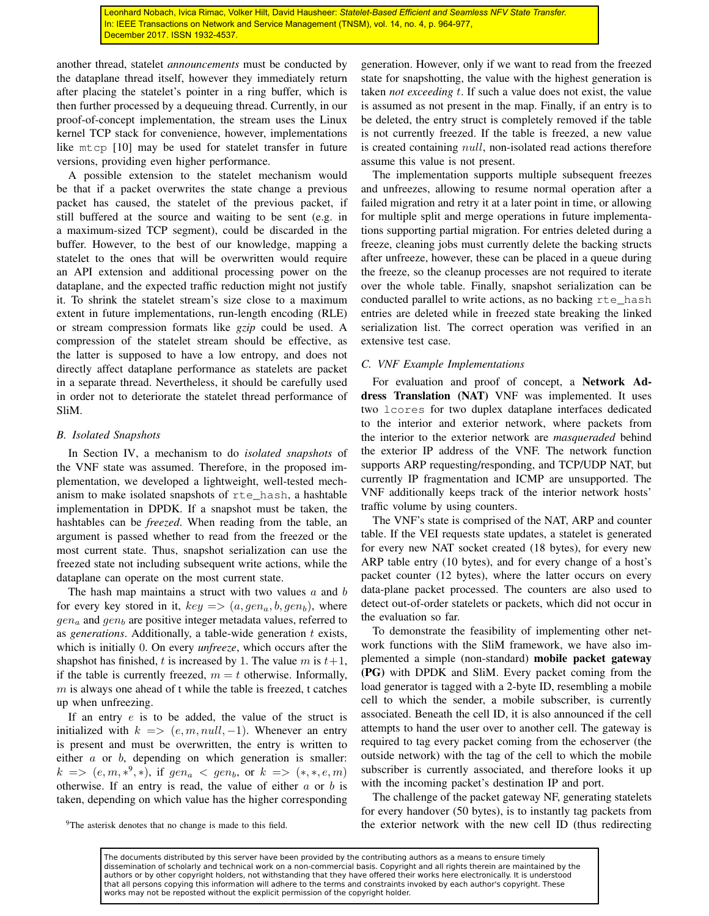another thread, statelet *announcements* must be conducted by the dataplane thread itself, however they immediately return after placing the statelet's pointer in a ring buffer, which is then further processed by a dequeuing thread. Currently, in our proof-of-concept implementation, the stream uses the Linux kernel TCP stack for convenience, however, implementations like `mtcp` [10] may be used for statelet transfer in future versions, providing even higher performance.

A possible extension to the statelet mechanism would be that if a packet overwrites the state change a previous packet has caused, the statelet of the previous packet, if still buffered at the source and waiting to be sent (e.g. in a maximum-sized TCP segment), could be discarded in the buffer. However, to the best of our knowledge, mapping a statelet to the ones that will be overwritten would require an API extension and additional processing power on the dataplane, and the expected traffic reduction might not justify it. To shrink the statelet stream's size close to a maximum extent in future implementations, run-length encoding (RLE) or stream compression formats like *gzip* could be used. A compression of the statelet stream should be effective, as the latter is supposed to have a low entropy, and does not directly affect dataplane performance as statelets are packet in a separate thread. Nevertheless, it should be carefully used in order not to deteriorate the statelet thread performance of SliM.

### B. Isolated Snapshots

In Section IV, a mechanism to do *isolated snapshots* of the VNF state was assumed. Therefore, in the proposed implementation, we developed a lightweight, well-tested mechanism to make isolated snapshots of `rte_hash`, a hashtable implementation in DPDK. If a snapshot must be taken, the hashtables can be *freezed*. When reading from the table, an argument is passed whether to read from the freezed or the most current state. Thus, snapshot serialization can use the freezed state not including subsequent write actions, while the dataplane can operate on the most current state.

The hash map maintains a struct with two values $a$ and $b$ for every key stored in it, $key => (a, gen_a, b, gen_b)$, where $gen_a$ and $gen_b$ are positive integer metadata values, referred to as *generations*. Additionally, a table-wide generation $t$ exists, which is initially 0. On every *unfreeze*, which occurs after the shapshot has finished, $t$ is increased by 1. The value $m$ is $t+1$, if the table is currently freezed, $m = t$ otherwise. Informally, $m$ is always one ahead of t while the table is freezed, t catches up when unfreezing.

If an entry $e$ is to be added, the value of the struct is initialized with $k => (e, m, null, -1)$. Whenever an entry is present and must be overwritten, the entry is written to either $a$ or $b$, depending on which generation is smaller: $k => (e, m, *^9, *)$, if $gen_a < gen_b$, or $k => (*, *, e, m)$ otherwise. If an entry is read, the value of either $a$ or $b$ is taken, depending on which value has the higher corresponding generation. However, only if we want to read from the freezed state for snapshotting, the value with the highest generation is taken *not exceeding* $t$. If such a value does not exist, the value is assumed as not present in the map. Finally, if an entry is to be deleted, the entry struct is completely removed if the table is not currently freezed. If the table is freezed, a new value is created containing $null$, non-isolated read actions therefore assume this value is not present.

[9] The asterisk denotes that no change is made to this field.

The implementation supports multiple subsequent freezes and unfreezes, allowing to resume normal operation after a failed migration and retry it at a later point in time, or allowing for multiple split and merge operations in future implementations supporting partial migration. For entries deleted during a freeze, cleaning jobs must currently delete the backing structs after unfreeze, however, these can be placed in a queue during the freeze, so the cleanup processes are not required to iterate over the whole table. Finally, snapshot serialization can be conducted parallel to write actions, as no backing `rte_hash` entries are deleted while in freezed state breaking the linked serialization list. The correct operation was verified in an extensive test case.

### C. VNF Example Implementations

For evaluation and proof of concept, a **Network Address Translation (NAT)** VNF was implemented. It uses two `lcores` for two duplex dataplane interfaces dedicated to the interior and exterior network, where packets from the interior to the exterior network are *masqueraded* behind the exterior IP address of the VNF. The network function supports ARP requesting/responding, and TCP/UDP NAT, but currently IP fragmentation and ICMP are unsupported. The VNF additionally keeps track of the interior network hosts' traffic volume by using counters.

The VNF's state is comprised of the NAT, ARP and counter table. If the VEI requests state updates, a statelet is generated for every new NAT socket created (18 bytes), for every new ARP table entry (10 bytes), and for every change of a host's packet counter (12 bytes), where the latter occurs on every data-plane packet processed. The counters are also used to detect out-of-order statelets or packets, which did not occur in the evaluation so far.

To demonstrate the feasibility of implementing other network functions with the SliM framework, we have also implemented a simple (non-standard) **mobile packet gateway (PG)** with DPDK and SliM. Every packet coming from the load generator is tagged with a 2-byte ID, resembling a mobile cell to which the sender, a mobile subscriber, is currently associated. Beneath the cell ID, it is also announced if the cell attempts to hand the user over to another cell. The gateway is required to tag every packet coming from the echoserver (the outside network) with the tag of the cell to which the mobile subscriber is currently associated, and therefore looks it up with the incoming packet's destination IP and port.

The challenge of the packet gateway NF, generating statelets for every handover (50 bytes), is to instantly tag packets from the exterior network with the new cell ID (thus redirecting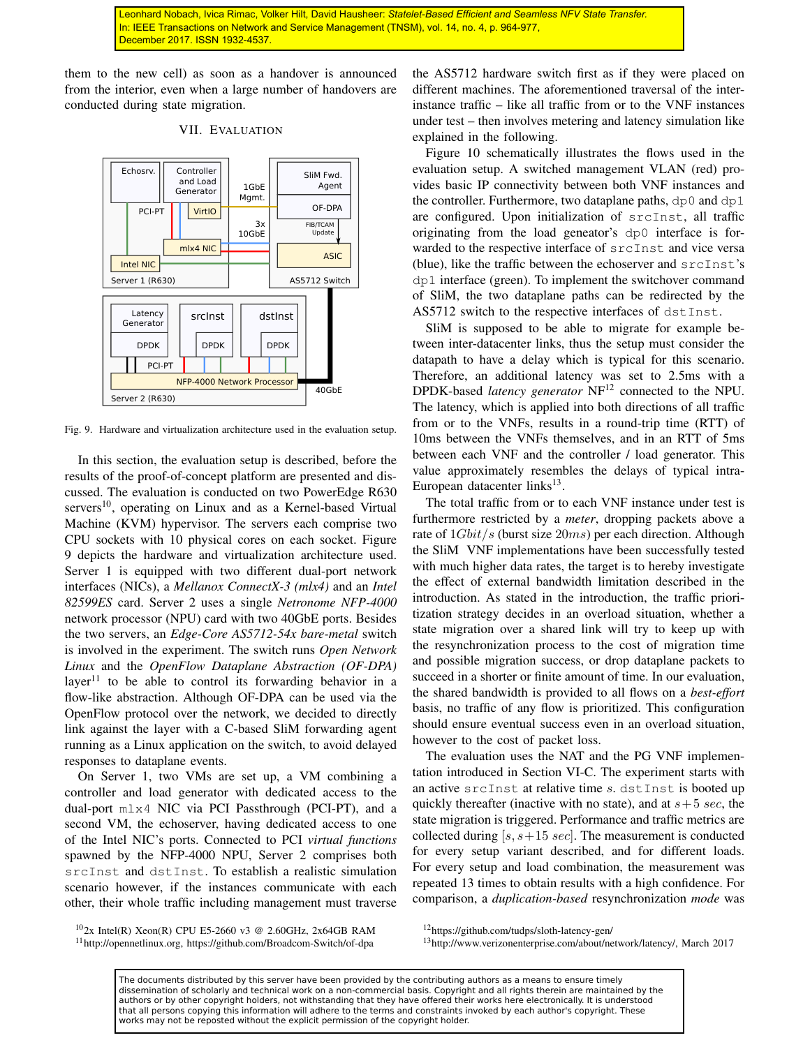Leonhard Nobach, Ivica Rimac, Volker Hilt, David Hausheer: *Statelet-Based Efficient and Seamless NFV State Transfer.* In: IEEE Transactions on Network and Service Management (TNSM), vol. 14, no. 4, p. 964-977, December 2017. ISSN 1932-4537.

them to the new cell) as soon as a handover is announced from the interior, even when a large number of handovers are conducted during state migration.

## VII. Evaluation

Fig. 9. Hardware and virtualization architecture used in the evaluation setup.

In this section, the evaluation setup is described, before the results of the proof-of-concept platform are presented and discussed. The evaluation is conducted on two PowerEdge R630 servers[10], operating on Linux and as a Kernel-based Virtual Machine (KVM) hypervisor. The servers each comprise two CPU sockets with 10 physical cores on each socket. Figure 9 depicts the hardware and virtualization architecture used. Server 1 is equipped with two different dual-port network interfaces (NICs), a *Mellanox ConnectX-3 (mlx4)* and an *Intel 82599ES* card. Server 2 uses a single *Netronome NFP-4000* network processor (NPU) card with two 40GbE ports. Besides the two servers, an *Edge-Core AS5712-54x bare-metal* switch is involved in the experiment. The switch runs *Open Network Linux* and the *OpenFlow Dataplane Abstraction (OF-DPA)* layer[11] to be able to control its forwarding behavior in a flow-like abstraction. Although OF-DPA can be used via the OpenFlow protocol over the network, we decided to directly link against the layer with a C-based SliM forwarding agent running as a Linux application on the switch, to avoid delayed responses to dataplane events.

On Server 1, two VMs are set up, a VM combining a controller and load generator with dedicated access to the dual-port `mlx4` NIC via PCI Passthrough (PCI-PT), and a second VM, the echoserver, having dedicated access to one of the Intel NIC's ports. Connected to PCI *virtual functions* spawned by the NFP-4000 NPU, Server 2 comprises both `srcInst` and `dstInst`. To establish a realistic simulation scenario however, if the instances communicate with each other, their whole traffic including management must traverse the AS5712 hardware switch first as if they were placed on different machines. The aforementioned traversal of the inter-instance traffic – like all traffic from or to the VNF instances under test – then involves metering and latency simulation like explained in the following.

Figure 10 schematically illustrates the flows used in the evaluation setup. A switched management VLAN (red) provides basic IP connectivity between both VNF instances and the controller. Furthermore, two dataplane paths, `dp0` and `dp1` are configured. Upon initialization of `srcInst`, all traffic originating from the load geneator's `dp0` interface is forwarded to the respective interface of `srcInst` and vice versa (blue), like the traffic between the echoserver and `srcInst`'s `dp1` interface (green). To implement the switchover command of SliM, the two dataplane paths can be redirected by the AS5712 switch to the respective interfaces of `dstInst`.

SliM is supposed to be able to migrate for example between inter-datacenter links, thus the setup must consider the datapath to have a delay which is typical for this scenario. Therefore, an additional latency was set to 2.5ms with a DPDK-based *latency generator* NF[12] connected to the NPU. The latency, which is applied into both directions of all traffic from or to the VNFs, results in a round-trip time (RTT) of 10ms between the VNFs themselves, and in an RTT of 5ms between each VNF and the controller / load generator. This value approximately resembles the delays of typical intra-European datacenter links[13].

The total traffic from or to each VNF instance under test is furthermore restricted by a *meter*, dropping packets above a rate of $1Gbit/s$ (burst size $20ms$) per each direction. Although the SliM VNF implementations have been successfully tested with much higher data rates, the target is to hereby investigate the effect of external bandwidth limitation described in the introduction. As stated in the introduction, the traffic prioritization strategy decides in an overload situation, whether a state migration over a shared link will try to keep up with the resynchronization process to the cost of migration time and possible migration success, or drop dataplane packets to succeed in a shorter or finite amount of time. In our evaluation, the shared bandwidth is provided to all flows on a *best-effort* basis, no traffic of any flow is prioritized. This configuration should ensure eventual success even in an overload situation, however to the cost of packet loss.

The evaluation uses the NAT and the PG VNF implementation introduced in Section VI-C. The experiment starts with an active `srcInst` at relative time $s$. `dstInst` is booted up quickly thereafter (inactive with no state), and at $s+5$ $sec$, the state migration is triggered. Performance and traffic metrics are collected during $[s, s+15$ $sec]$. The measurement is conducted for every setup variant described, and for different loads. For every setup and load combination, the measurement was repeated 13 times to obtain results with a high confidence. For comparison, a *duplication-based* resynchronization *mode* was

[10] 2x Intel(R) Xeon(R) CPU E5-2660 v3 @ 2.60GHz, 2x64GB RAM
[11] http://opennetlinux.org, https://github.com/Broadcom-Switch/of-dpa
[12] https://github.com/tudps/sloth-latency-gen/
[13] http://www.verizonenterprise.com/about/network/latency/, March 2017

The documents distributed by this server have been provided by the contributing authors as a means to ensure timely dissemination of scholarly and technical work on a non-commercial basis. Copyright and all rights therein are maintained by the authors or by other copyright holders, not withstanding that they have offered their works here electronically. It is understood that all persons copying this information will adhere to the terms and constraints invoked by each author's copyright. These works may not be reposted without the explicit permission of the copyright holder.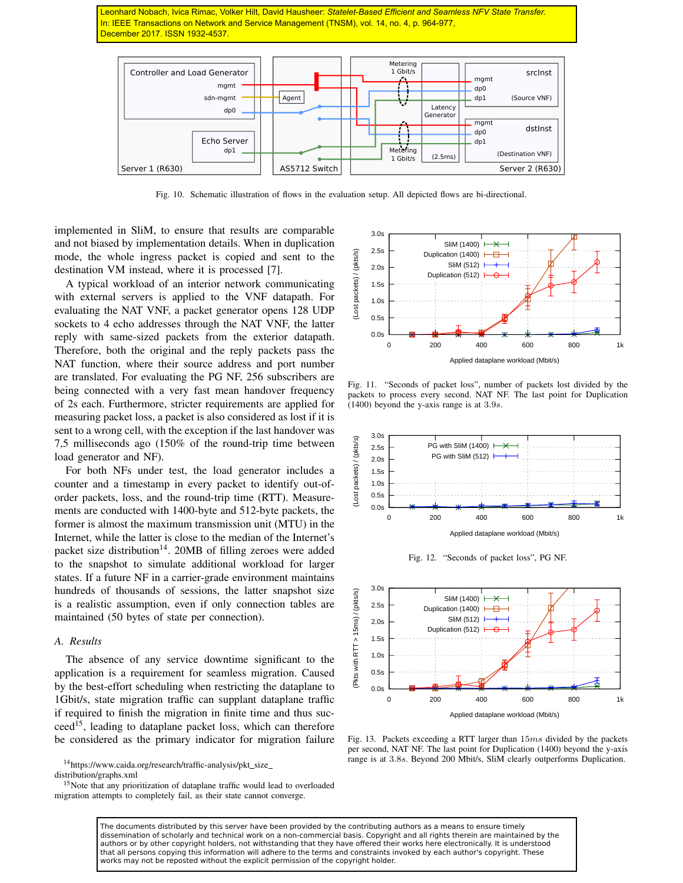Leonhard Nobach, Ivica Rimac, Volker Hilt, David Hausheer: *Statelet-Based Efficient and Seamless NFV State Transfer.* In: IEEE Transactions on Network and Service Management (TNSM), vol. 14, no. 4, p. 964-977, December 2017. ISSN 1932-4537.

Fig. 10. Schematic illustration of flows in the evaluation setup. All depicted flows are bi-directional.

implemented in SliM, to ensure that results are comparable and not biased by implementation details. When in duplication mode, the whole ingress packet is copied and sent to the destination VM instead, where it is processed [7].

A typical workload of an interior network communicating with external servers is applied to the VNF datapath. For evaluating the NAT VNF, a packet generator opens 128 UDP sockets to 4 echo addresses through the NAT VNF, the latter reply with same-sized packets from the exterior datapath. Therefore, both the original and the reply packets pass the NAT function, where their source address and port number are translated. For evaluating the PG NF, 256 subscribers are being connected with a very fast mean handover frequency of 2s each. Furthermore, stricter requirements are applied for measuring packet loss, a packet is also considered as lost if it is sent to a wrong cell, with the exception if the last handover was 7,5 milliseconds ago (150% of the round-trip time between load generator and NF).

For both NFs under test, the load generator includes a counter and a timestamp in every packet to identify out-of-order packets, loss, and the round-trip time (RTT). Measurements are conducted with 1400-byte and 512-byte packets, the former is almost the maximum transmission unit (MTU) in the Internet, while the latter is close to the median of the Internet's packet size distribution[14]. 20MB of filling zeroes were added to the snapshot to simulate additional workload for larger states. If a future NF in a carrier-grade environment maintains hundreds of thousands of sessions, the latter snapshot size is a realistic assumption, even if only connection tables are maintained (50 bytes of state per connection).

### A. Results

The absence of any service downtime significant to the application is a requirement for seamless migration. Caused by the best-effort scheduling when restricting the dataplane to 1Gbit/s, state migration traffic can supplant dataplane traffic if required to finish the migration in finite time and thus succeed[15], leading to dataplane packet loss, which can therefore be considered as the primary indicator for migration failure

[14] https://www.caida.org/research/traffic-analysis/pkt_size_distribution/graphs.xml

[15] Note that any prioritization of dataplane traffic would lead to overloaded migration attempts to completely fail, as their state cannot converge.

Fig. 11. "Seconds of packet loss", number of packets lost divided by the packets to process every second. NAT NF. The last point for Duplication (1400) beyond the y-axis range is at 3.9s.

Fig. 12. "Seconds of packet loss", PG NF.

Fig. 13. Packets exceeding a RTT larger than $15ms$ divided by the packets per second, NAT NF. The last point for Duplication (1400) beyond the y-axis range is at $3.8s$. Beyond 200 Mbit/s, SliM clearly outperforms Duplication.

The documents distributed by this server have been provided by the contributing authors as a means to ensure timely dissemination of scholarly and technical work on a non-commercial basis. Copyright and all rights therein are maintained by the authors or by other copyright holders, not withstanding that they have offered their works here electronically. It is understood that all persons copying this information will adhere to the terms and constraints invoked by each author's copyright. These works may not be reposted without the explicit permission of the copyright holder.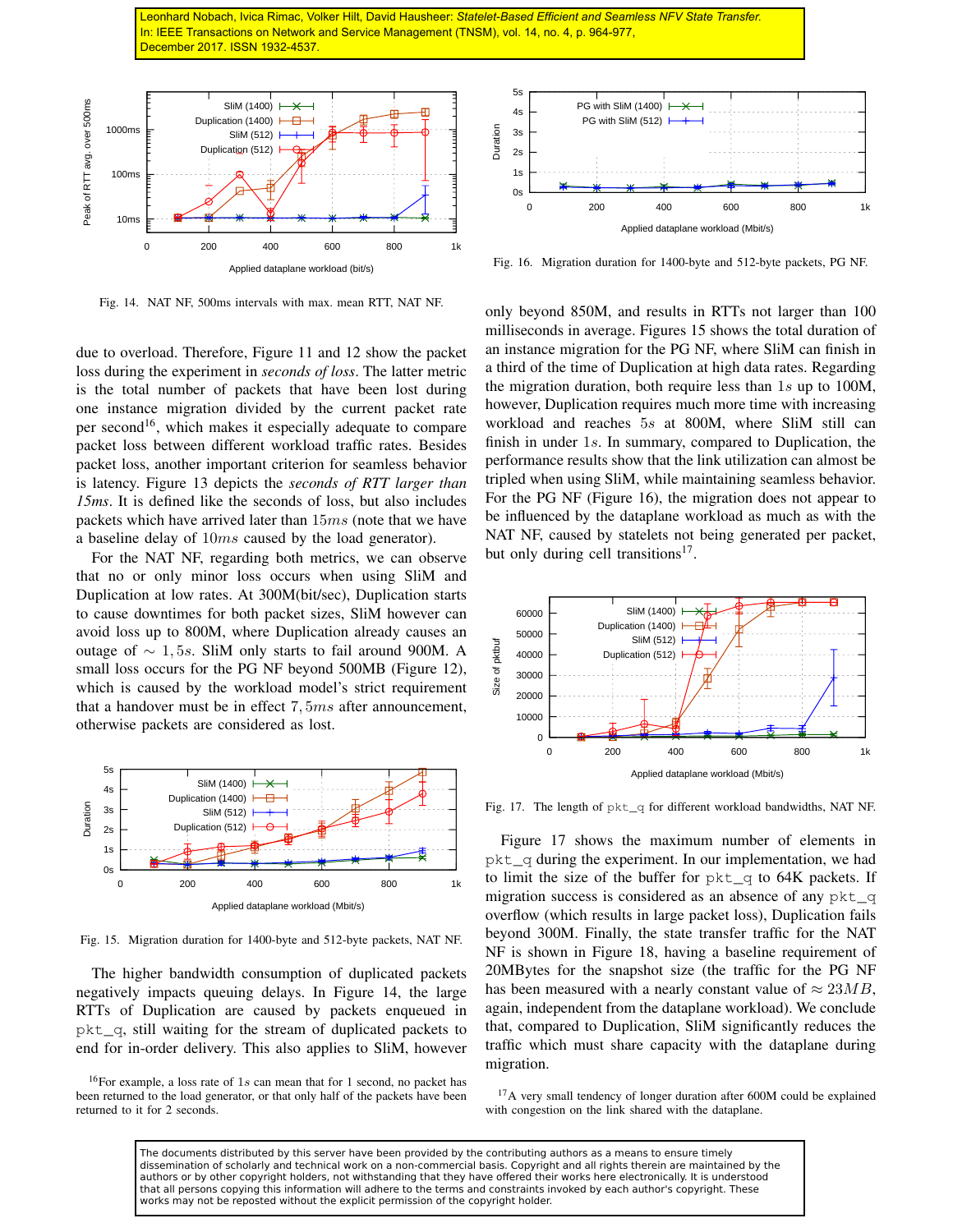Fig. 14. NAT NF, 500ms intervals with max. mean RTT, NAT NF.

due to overload. Therefore, Figure 11 and 12 show the packet loss during the experiment in *seconds of loss*. The latter metric is the total number of packets that have been lost during one instance migration divided by the current packet rate per second[16], which makes it especially adequate to compare packet loss between different workload traffic rates. Besides packet loss, another important criterion for seamless behavior is latency. Figure 13 depicts the *seconds of RTT larger than 15ms*. It is defined like the seconds of loss, but also includes packets which have arrived later than $15ms$ (note that we have a baseline delay of $10ms$ caused by the load generator).

For the NAT NF, regarding both metrics, we can observe that no or only minor loss occurs when using SliM and Duplication at low rates. At 300M(bit/sec), Duplication starts to cause downtimes for both packet sizes, SliM however can avoid loss up to 800M, where Duplication already causes an outage of $\sim 1,5s$. SliM only starts to fail around 900M. A small loss occurs for the PG NF beyond 500MB (Figure 12), which is caused by the workload model's strict requirement that a handover must be in effect $7,5ms$ after announcement, otherwise packets are considered as lost.

Fig. 15. Migration duration for 1400-byte and 512-byte packets, NAT NF.

The higher bandwidth consumption of duplicated packets negatively impacts queuing delays. In Figure 14, the large RTTs of Duplication are caused by packets enqueued in pkt_q, still waiting for the stream of duplicated packets to end for in-order delivery. This also applies to SliM, however only beyond 850M, and results in RTTs not larger than 100 milliseconds in average. Figures 15 shows the total duration of an instance migration for the PG NF, where SliM can finish in a third of the time of Duplication at high data rates. Regarding the migration duration, both require less than $1s$ up to 100M, however, Duplication requires much more time with increasing workload and reaches $5s$ at 800M, where SliM still can finish in under $1s$. In summary, compared to Duplication, the performance results show that the link utilization can almost be tripled when using SliM, while maintaining seamless behavior. For the PG NF (Figure 16), the migration does not appear to be influenced by the dataplane workload as much as with the NAT NF, caused by statelets not being generated per packet, but only during cell transitions[17].

Fig. 16. Migration duration for 1400-byte and 512-byte packets, PG NF.

Fig. 17. The length of pkt_q for different workload bandwidths, NAT NF.

Figure 17 shows the maximum number of elements in pkt_q during the experiment. In our implementation, we had to limit the size of the buffer for pkt_q to 64K packets. If migration success is considered as an absence of any pkt_q overflow (which results in large packet loss), Duplication fails beyond 300M. Finally, the state transfer traffic for the NAT NF is shown in Figure 18, having a baseline requirement of 20MBytes for the snapshot size (the traffic for the PG NF has been measured with a nearly constant value of $\approx 23MB$, again, independent from the dataplane workload). We conclude that, compared to Duplication, SliM significantly reduces the traffic which must share capacity with the dataplane during migration.

[16]For example, a loss rate of $1s$ can mean that for 1 second, no packet has been returned to the load generator, or that only half of the packets have been returned to it for 2 seconds.

[17]A very small tendency of longer duration after 600M could be explained with congestion on the link shared with the dataplane.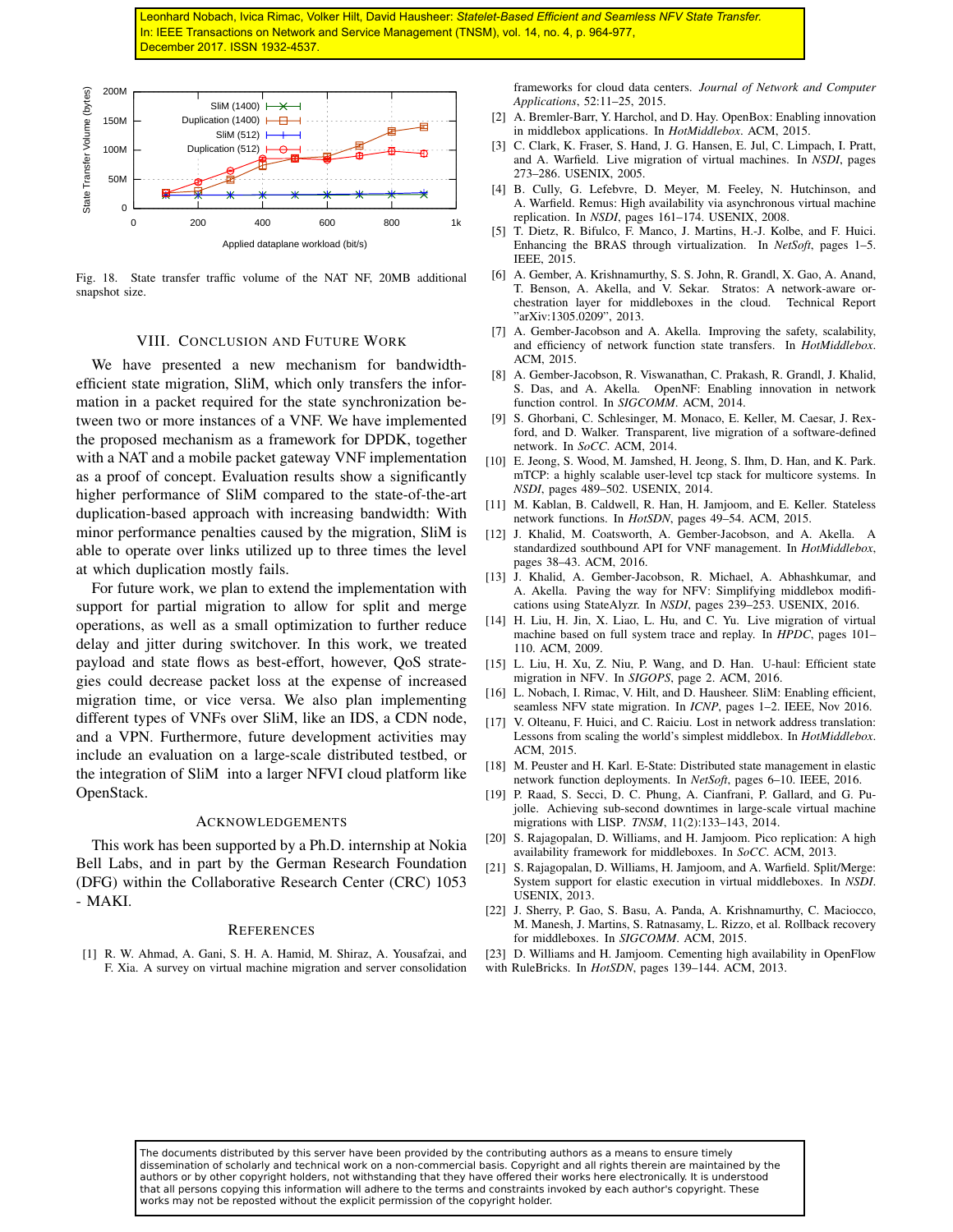Leonhard Nobach, Ivica Rimac, Volker Hilt, David Hausheer: *Statelet-Based Efficient and Seamless NFV State Transfer.* In: IEEE Transactions on Network and Service Management (TNSM), vol. 14, no. 4, p. 964-977, December 2017. ISSN 1932-4537.

200M
150M
100M
50M
0
State Transfer Volume (bytes)
0
200
400
600
800
1k
Applied dataplane workload (bit/s)
SliM (1400)
Duplication (1400)
SliM (512)
Duplication (512)

Fig. 18. State transfer traffic volume of the NAT NF, 20MB additional snapshot size.

## VIII. Conclusion and Future Work

We have presented a new mechanism for bandwidth-efficient state migration, SliM, which only transfers the information in a packet required for the state synchronization between two or more instances of a VNF. We have implemented the proposed mechanism as a framework for DPDK, together with a NAT and a mobile packet gateway VNF implementation as a proof of concept. Evaluation results show a significantly higher performance of SliM compared to the state-of-the-art duplication-based approach with increasing bandwidth: With minor performance penalties caused by the migration, SliM is able to operate over links utilized up to three times the level at which duplication mostly fails.

For future work, we plan to extend the implementation with support for partial migration to allow for split and merge operations, as well as a small optimization to further reduce delay and jitter during switchover. In this work, we treated payload and state flows as best-effort, however, QoS strategies could decrease packet loss at the expense of increased migration time, or vice versa. We also plan implementing different types of VNFs over SliM, like an IDS, a CDN node, and a VPN. Furthermore, future development activities may include an evaluation on a large-scale distributed testbed, or the integration of SliM into a larger NFVI cloud platform like OpenStack.

## Acknowledgements

This work has been supported by a Ph.D. internship at Nokia Bell Labs, and in part by the German Research Foundation (DFG) within the Collaborative Research Center (CRC) 1053 - MAKI.

## References

[1] R. W. Ahmad, A. Gani, S. H. A. Hamid, M. Shiraz, A. Yousafzai, and F. Xia. A survey on virtual machine migration and server consolidation frameworks for cloud data centers. *Journal of Network and Computer Applications*, 52:11–25, 2015.

[2] A. Bremler-Barr, Y. Harchol, and D. Hay. OpenBox: Enabling innovation in middlebox applications. In *HotMiddlebox*. ACM, 2015.

[3] C. Clark, K. Fraser, S. Hand, J. G. Hansen, E. Jul, C. Limpach, I. Pratt, and A. Warfield. Live migration of virtual machines. In *NSDI*, pages 273–286. USENIX, 2005.

[4] B. Cully, G. Lefebvre, D. Meyer, M. Feeley, N. Hutchinson, and A. Warfield. Remus: High availability via asynchronous virtual machine replication. In *NSDI*, pages 161–174. USENIX, 2008.

[5] T. Dietz, R. Bifulco, F. Manco, J. Martins, H.-J. Kolbe, and F. Huici. Enhancing the BRAS through virtualization. In *NetSoft*, pages 1–5. IEEE, 2015.

[6] A. Gember, A. Krishnamurthy, S. S. John, R. Grandl, X. Gao, A. Anand, T. Benson, A. Akella, and V. Sekar. Stratos: A network-aware orchestration layer for middleboxes in the cloud. Technical Report "arXiv:1305.0209", 2013.

[7] A. Gember-Jacobson and A. Akella. Improving the safety, scalability, and efficiency of network function state transfers. In *HotMiddlebox*. ACM, 2015.

[8] A. Gember-Jacobson, R. Viswanathan, C. Prakash, R. Grandl, J. Khalid, S. Das, and A. Akella. OpenNF: Enabling innovation in network function control. In *SIGCOMM*. ACM, 2014.

[9] S. Ghorbani, C. Schlesinger, M. Monaco, E. Keller, M. Caesar, J. Rexford, and D. Walker. Transparent, live migration of a software-defined network. In *SoCC*. ACM, 2014.

[10] E. Jeong, S. Wood, M. Jamshed, H. Jeong, S. Ihm, D. Han, and K. Park. mTCP: a highly scalable user-level tcp stack for multicore systems. In *NSDI*, pages 489–502. USENIX, 2014.

[11] M. Kablan, B. Caldwell, R. Han, H. Jamjoom, and E. Keller. Stateless network functions. In *HotSDN*, pages 49–54. ACM, 2015.

[12] J. Khalid, M. Coatsworth, A. Gember-Jacobson, and A. Akella. A standardized southbound API for VNF management. In *HotMiddlebox*, pages 38–43. ACM, 2016.

[13] J. Khalid, A. Gember-Jacobson, R. Michael, A. Abhashkumar, and A. Akella. Paving the way for NFV: Simplifying middlebox modifications using StateAlyzr. In *NSDI*, pages 239–253. USENIX, 2016.

[14] H. Liu, H. Jin, X. Liao, L. Hu, and C. Yu. Live migration of virtual machine based on full system trace and replay. In *HPDC*, pages 101–110. ACM, 2009.

[15] L. Liu, H. Xu, Z. Niu, P. Wang, and D. Han. U-haul: Efficient state migration in NFV. In *SIGOPS*, page 2. ACM, 2016.

[16] L. Nobach, I. Rimac, V. Hilt, and D. Hausheer. SliM: Enabling efficient, seamless NFV state migration. In *ICNP*, pages 1–2. IEEE, Nov 2016.

[17] V. Olteanu, F. Huici, and C. Raiciu. Lost in network address translation: Lessons from scaling the world's simplest middlebox. In *HotMiddlebox*. ACM, 2015.

[18] M. Peuster and H. Karl. E-State: Distributed state management in elastic network function deployments. In *NetSoft*, pages 6–10. IEEE, 2016.

[19] P. Raad, S. Secci, D. C. Phung, A. Cianfrani, P. Gallard, and G. Pujolle. Achieving sub-second downtimes in large-scale virtual machine migrations with LISP. *TNSM*, 11(2):133–143, 2014.

[20] S. Rajagopalan, D. Williams, and H. Jamjoom. Pico replication: A high availability framework for middleboxes. In *SoCC*. ACM, 2013.

[21] S. Rajagopalan, D. Williams, H. Jamjoom, and A. Warfield. Split/Merge: System support for elastic execution in virtual middleboxes. In *NSDI*. USENIX, 2013.

[22] J. Sherry, P. Gao, S. Basu, A. Panda, A. Krishnamurthy, C. Maciocco, M. Manesh, J. Martins, S. Ratnasamy, L. Rizzo, et al. Rollback recovery for middleboxes. In *SIGCOMM*. ACM, 2015.

[23] D. Williams and H. Jamjoom. Cementing high availability in OpenFlow with RuleBricks. In *HotSDN*, pages 139–144. ACM, 2013.

The documents distributed by this server have been provided by the contributing authors as a means to ensure timely dissemination of scholarly and technical work on a non-commercial basis. Copyright and all rights therein are maintained by the authors or by other copyright holders, not withstanding that they have offered their works here electronically. It is understood that all persons copying this information will adhere to the terms and constraints invoked by each author's copyright. These works may not be reposted without the explicit permission of the copyright holder.